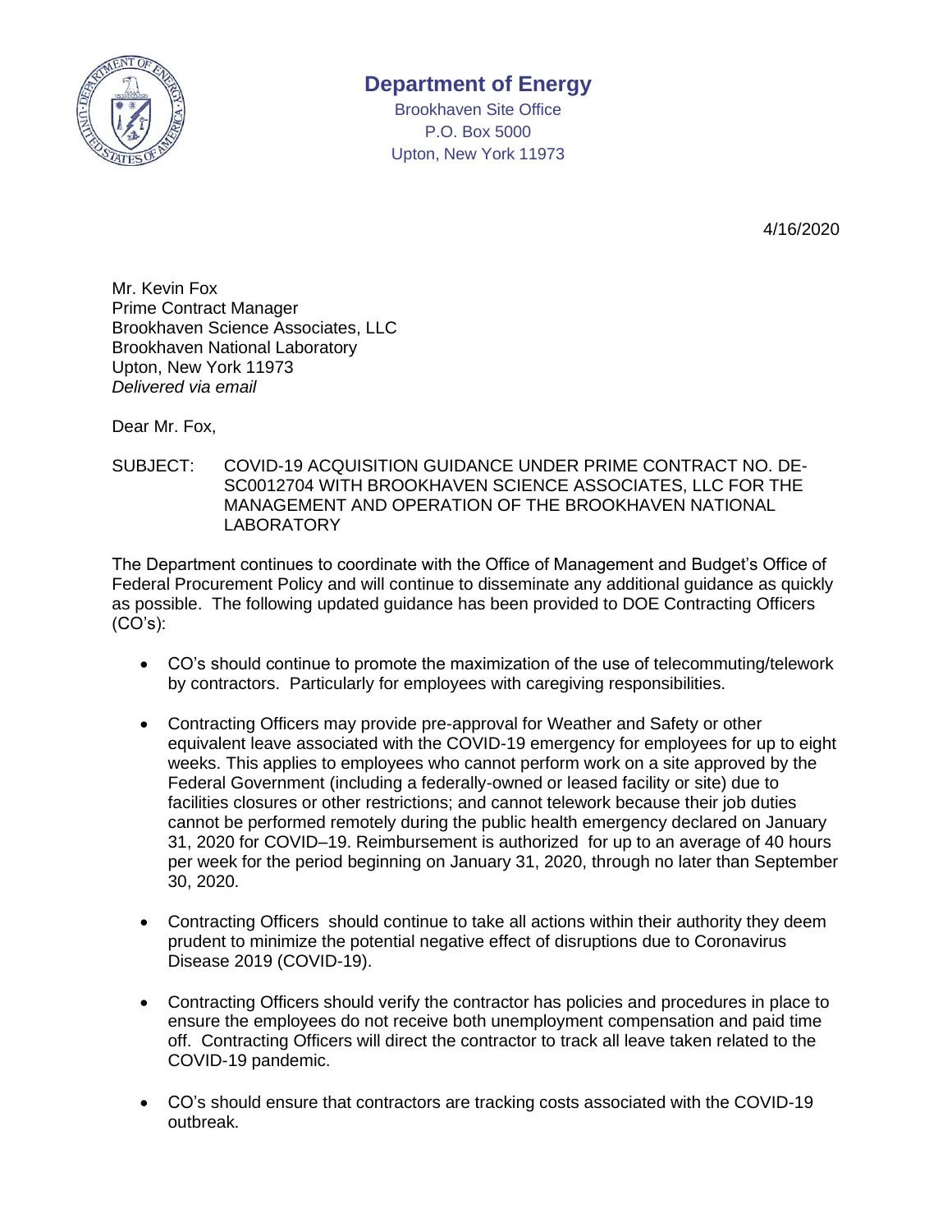# Department of Energy

Brookhaven Site Office
P.O. Box 5000
Upton, New York 11973

4/16/2020

Mr. Kevin Fox
Prime Contract Manager
Brookhaven Science Associates, LLC
Brookhaven National Laboratory
Upton, New York 11973
*Delivered via email*

Dear Mr. Fox,

SUBJECT: COVID-19 ACQUISITION GUIDANCE UNDER PRIME CONTRACT NO. DE-SC0012704 WITH BROOKHAVEN SCIENCE ASSOCIATES, LLC FOR THE MANAGEMENT AND OPERATION OF THE BROOKHAVEN NATIONAL LABORATORY

The Department continues to coordinate with the Office of Management and Budget's Office of Federal Procurement Policy and will continue to disseminate any additional guidance as quickly as possible. The following updated guidance has been provided to DOE Contracting Officers (CO's):

- CO's should continue to promote the maximization of the use of telecommuting/telework by contractors. Particularly for employees with caregiving responsibilities.
- Contracting Officers may provide pre-approval for Weather and Safety or other equivalent leave associated with the COVID-19 emergency for employees for up to eight weeks. This applies to employees who cannot perform work on a site approved by the Federal Government (including a federally-owned or leased facility or site) due to facilities closures or other restrictions; and cannot telework because their job duties cannot be performed remotely during the public health emergency declared on January 31, 2020 for COVID–19. Reimbursement is authorized for up to an average of 40 hours per week for the period beginning on January 31, 2020, through no later than September 30, 2020.
- Contracting Officers should continue to take all actions within their authority they deem prudent to minimize the potential negative effect of disruptions due to Coronavirus Disease 2019 (COVID-19).
- Contracting Officers should verify the contractor has policies and procedures in place to ensure the employees do not receive both unemployment compensation and paid time off. Contracting Officers will direct the contractor to track all leave taken related to the COVID-19 pandemic.
- CO's should ensure that contractors are tracking costs associated with the COVID-19 outbreak.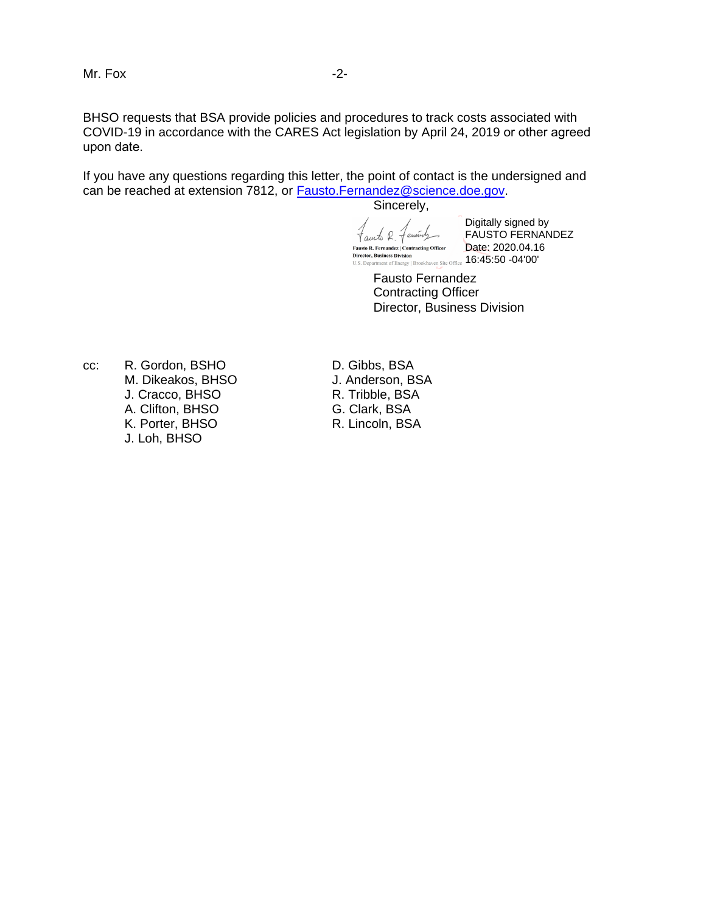BHSO requests that BSA provide policies and procedures to track costs associated with COVID-19 in accordance with the CARES Act legislation by April 24, 2019 or other agreed upon date.

If you have any questions regarding this letter, the point of contact is the undersigned and can be reached at extension 7812, or Fausto.Fernandez@science.doe.gov.

Sincerely,

Fausto R. Fernandez | Contracting Officer
Director, Business Division
U.S. Department of Energy | Brookhaven Site Office

Digitally signed by FAUSTO FERNANDEZ
Date: 2020.04.16 16:45:50 -04'00'

Fausto Fernandez
Contracting Officer
Director, Business Division

cc:
R. Gordon, BSHO
M. Dikeakos, BHSO
J. Cracco, BHSO
A. Clifton, BHSO
K. Porter, BHSO
J. Loh, BHSO
D. Gibbs, BSA
J. Anderson, BSA
R. Tribble, BSA
G. Clark, BSA
R. Lincoln, BSA